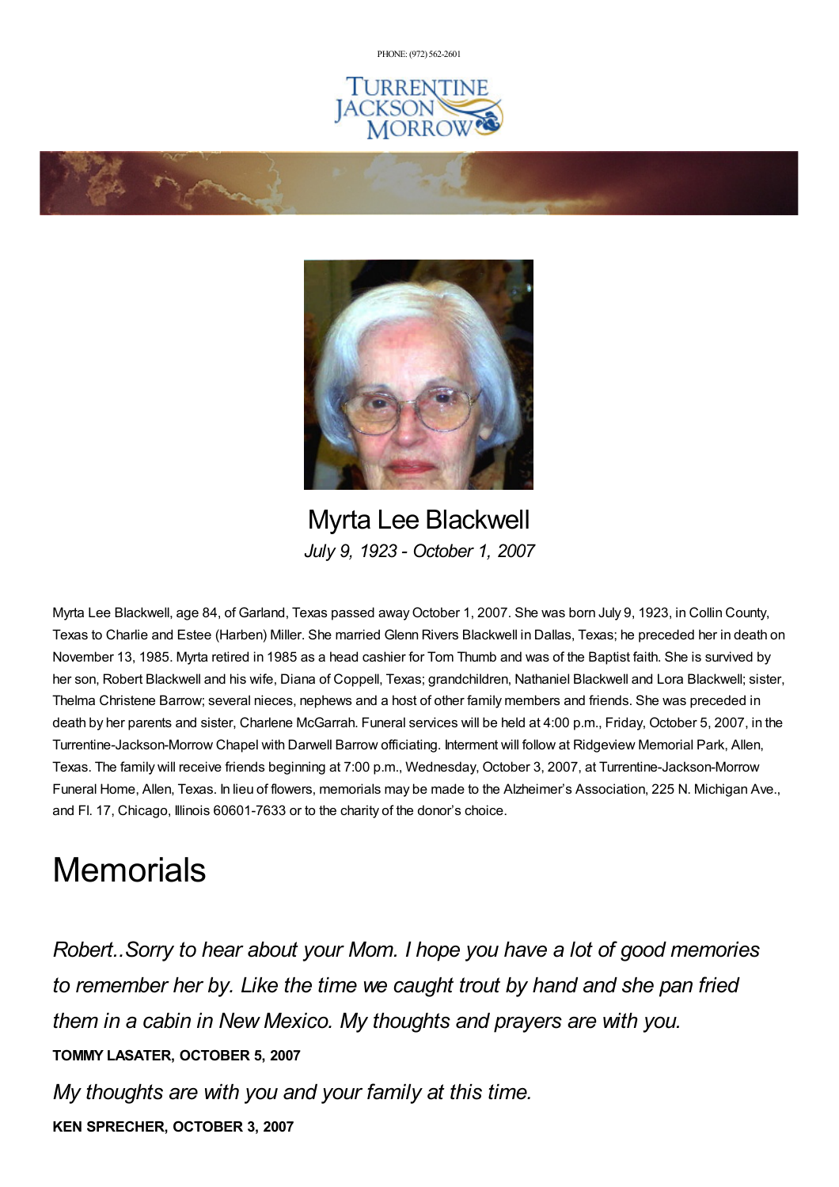PHONE: (972) 562-2601

# Myrta Lee Blackwell

*July 9, 1923 - October 1, 2007*

Myrta Lee Blackwell, age 84, of Garland, Texas passed away October 1, 2007. She was born July 9, 1923, in Collin County, Texas to Charlie and Estee (Harben) Miller. She married Glenn Rivers Blackwell in Dallas, Texas; he preceded her in death on November 13, 1985. Myrta retired in 1985 as a head cashier for Tom Thumb and was of the Baptist faith. She is survived by her son, Robert Blackwell and his wife, Diana of Coppell, Texas; grandchildren, Nathaniel Blackwell and Lora Blackwell; sister, Thelma Christene Barrow; several nieces, nephews and a host of other family members and friends. She was preceded in death by her parents and sister, Charlene McGarrah. Funeral services will be held at 4:00 p.m., Friday, October 5, 2007, in the Turrentine-Jackson-Morrow Chapel with Darwell Barrow officiating. Interment will follow at Ridgeview Memorial Park, Allen, Texas. The family will receive friends beginning at 7:00 p.m., Wednesday, October 3, 2007, at Turrentine-Jackson-Morrow Funeral Home, Allen, Texas. In lieu of flowers, memorials may be made to the Alzheimer's Association, 225 N. Michigan Ave., and Fl. 17, Chicago, Illinois 60601-7633 or to the charity of the donor's choice.

# Memorials

*Robert..Sorry to hear about your Mom. I hope you have a lot of good memories to remember her by. Like the time we caught trout by hand and she pan fried them in a cabin in New Mexico. My thoughts and prayers are with you.*

**TOMMY LASATER, OCTOBER 5, 2007**

*My thoughts are with you and your family at this time.*

**KEN SPRECHER, OCTOBER 3, 2007**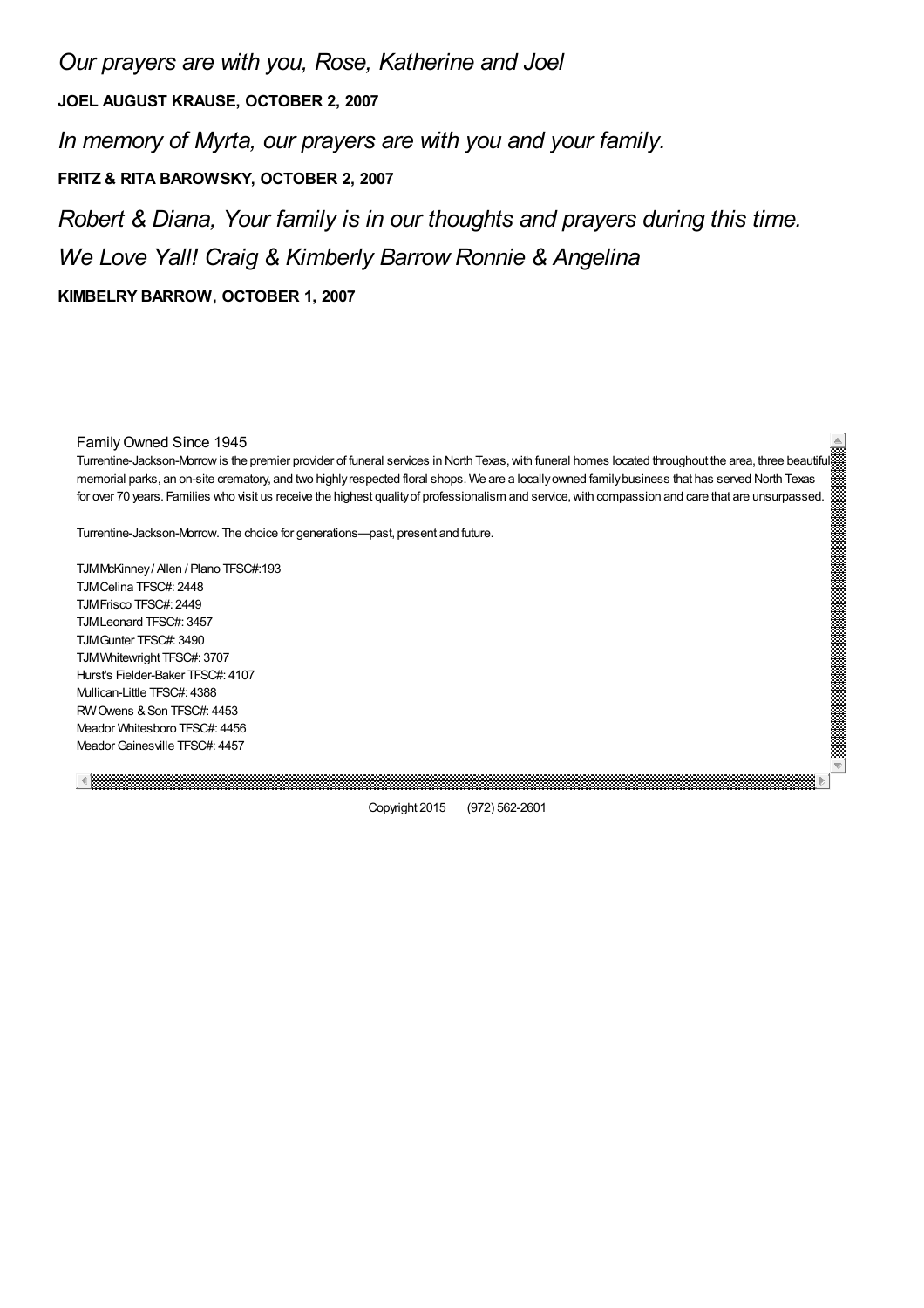*Our prayers are with you, Rose, Katherine and Joel*

**JOEL AUGUST KRAUSE, OCTOBER 2, 2007**

*In memory of Myrta, our prayers are with you and your family.*

**FRITZ & RITA BAROWSKY, OCTOBER 2, 2007**

*Robert & Diana, Your family is in our thoughts and prayers during this time.*

*We Love Yall! Craig & Kimberly Barrow Ronnie & Angelina*

**KIMBELRY BARROW, OCTOBER 1, 2007**

Family Owned Since 1945

Turrentine-Jackson-Morrow is the premier provider of funeral services in North Texas, with funeral homes located throughout the area, three beautiful memorial parks, an on-site crematory, and two highly respected floral shops. We are a locally owned family business that has served North Texas for over 70 years. Families who visit us receive the highest quality of professionalism and service, with compassion and care that are unsurpassed.

Turrentine-Jackson-Morrow. The choice for generations—past, present and future.

TJM McKinney / Allen / Plano TFSC#:193
TJM Celina TFSC#: 2448
TJM Frisco TFSC#: 2449
TJM Leonard TFSC#: 3457
TJM Gunter TFSC#: 3490
TJM Whitewright TFSC#: 3707
Hurst's Fielder-Baker TFSC#: 4107
Mullican-Little TFSC#: 4388
RW Owens & Son TFSC#: 4453
Meador Whitesboro TFSC#: 4456
Meador Gainesville TFSC#: 4457

Copyright 2015 (972) 562-2601